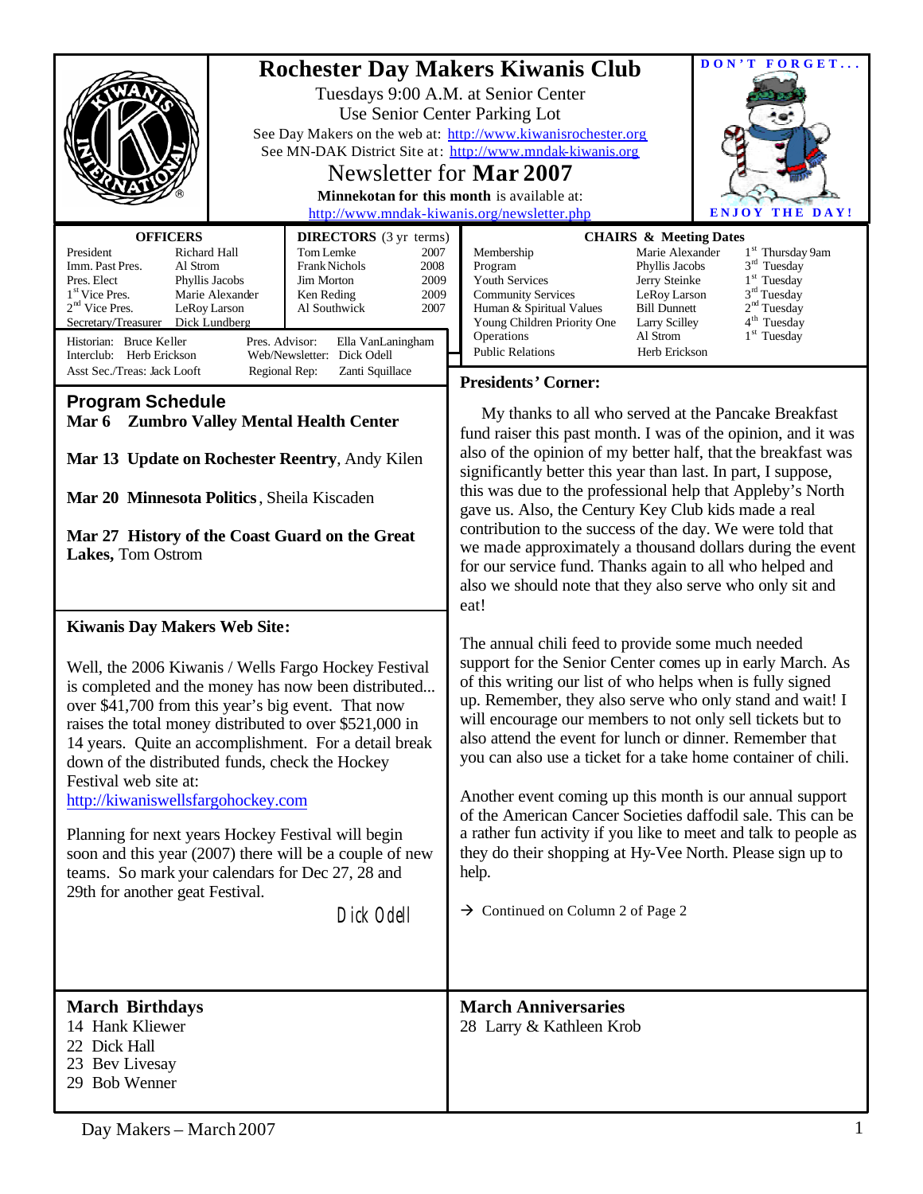# Rochester Day Makers Kiwanis Club

Tuesdays 9:00 A.M. at Senior Center
Use Senior Center Parking Lot
See Day Makers on the web at: http://www.kiwanisrochester.org
See MN-DAK District Site at: http://www.mndak-kiwanis.org

## Newsletter for Mar 2007

**Minnekotan for this month** is available at:
http://www.mndak-kiwanis.org/newsletter.php

DON'T FORGET... ENJOY THE DAY!

### OFFICERS

| | |
|---|---|
| President | Richard Hall |
| Imm. Past Pres. | Al Strom |
| Pres. Elect | Phyllis Jacobs |
| 1st Vice Pres. | Marie Alexander |
| 2nd Vice Pres. | LeRoy Larson |
| Secretary/Treasurer | Dick Lundberg |
| Historian: | Bruce Keller |
| Interclub: | Herb Erickson |
| Asst Sec./Treas: | Jack Looft |
| Pres. Advisor: | Ella VanLaningham |
| Web/Newsletter: | Dick Odell |
| Regional Rep: | Zanti Squillace |

### DIRECTORS (3 yr terms)

| | |
|---|---|
| Tom Lemke | 2007 |
| Frank Nichols | 2008 |
| Jim Morton | 2009 |
| Ken Reding | 2009 |
| Al Southwick | 2007 |

### CHAIRS & Meeting Dates

| | | |
|---|---|---|
| Membership | Marie Alexander | 1st Thursday 9am |
| Program | Phyllis Jacobs | 3rd Tuesday |
| Youth Services | Jerry Steinke | 1st Tuesday |
| Community Services | LeRoy Larson | 3rd Tuesday |
| Human & Spiritual Values | Bill Dunnett | 2nd Tuesday |
| Young Children Priority One | Larry Scilley | 4th Tuesday |
| Operations | Al Strom | 1st Tuesday |
| Public Relations | Herb Erickson | |

## Program Schedule

**Mar 6 Zumbro Valley Mental Health Center**

**Mar 13 Update on Rochester Reentry**, Andy Kilen

**Mar 20 Minnesota Politics**, Sheila Kiscaden

**Mar 27 History of the Coast Guard on the Great Lakes,** Tom Ostrom

## Kiwanis Day Makers Web Site:

Well, the 2006 Kiwanis / Wells Fargo Hockey Festival is completed and the money has now been distributed... over $41,700 from this year's big event. That now raises the total money distributed to over $521,000 in 14 years. Quite an accomplishment. For a detail break down of the distributed funds, check the Hockey Festival web site at:
http://kiwaniswellsfargohockey.com

Planning for next years Hockey Festival will begin soon and this year (2007) there will be a couple of new teams. So mark your calendars for Dec 27, 28 and 29th for another geat Festival.

Dick Odell

## Presidents' Corner:

My thanks to all who served at the Pancake Breakfast fund raiser this past month. I was of the opinion, and it was also of the opinion of my better half, that the breakfast was significantly better this year than last. In part, I suppose, this was due to the professional help that Appleby's North gave us. Also, the Century Key Club kids made a real contribution to the success of the day. We were told that we made approximately a thousand dollars during the event for our service fund. Thanks again to all who helped and also we should note that they also serve who only sit and eat!

The annual chili feed to provide some much needed support for the Senior Center comes up in early March. As of this writing our list of who helps when is fully signed up. Remember, they also serve who only stand and wait! I will encourage our members to not only sell tickets but to also attend the event for lunch or dinner. Remember that you can also use a ticket for a take home container of chili.

Another event coming up this month is our annual support of the American Cancer Societies daffodil sale. This can be a rather fun activity if you like to meet and talk to people as they do their shopping at Hy-Vee North. Please sign up to help.

→ Continued on Column 2 of Page 2

## March Birthdays

14 Hank Kliewer
22 Dick Hall
23 Bev Livesay
29 Bob Wenner

## March Anniversaries

28 Larry & Kathleen Krob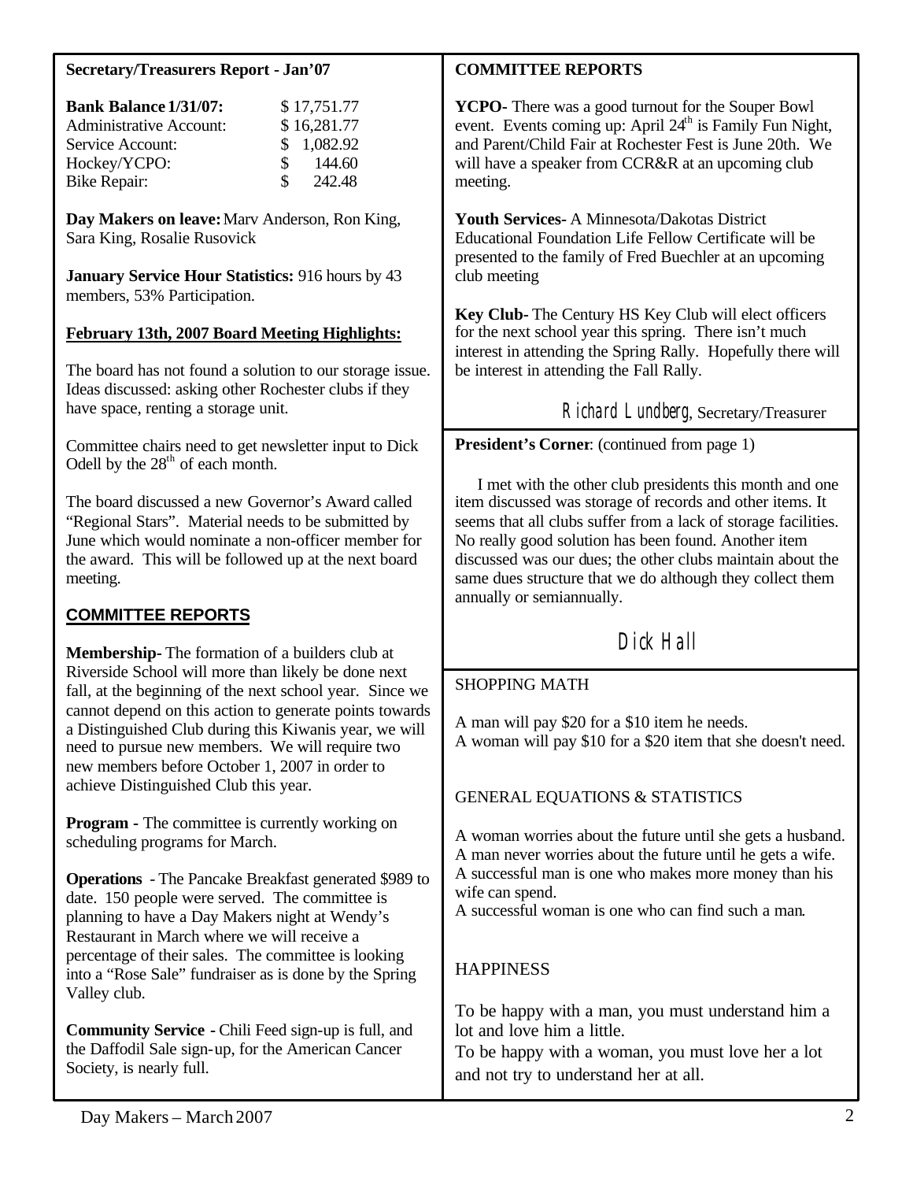**Secretary/Treasurers Report - Jan'07**

| | |
|---|---|
| **Bank Balance 1/31/07:** | $ 17,751.77 |
| Administrative Account: | $ 16,281.77 |
| Service Account: | $ 1,082.92 |
| Hockey/YCPO: | $ 144.60 |
| Bike Repair: | $ 242.48 |

**Day Makers on leave:** Marv Anderson, Ron King, Sara King, Rosalie Rusovick

**January Service Hour Statistics:** 916 hours by 43 members, 53% Participation.

**February 13th, 2007 Board Meeting Highlights:**

The board has not found a solution to our storage issue. Ideas discussed: asking other Rochester clubs if they have space, renting a storage unit.

Committee chairs need to get newsletter input to Dick Odell by the 28th of each month.

The board discussed a new Governor's Award called "Regional Stars". Material needs to be submitted by June which would nominate a non-officer member for the award. This will be followed up at the next board meeting.

## COMMITTEE REPORTS

**Membership-** The formation of a builders club at Riverside School will more than likely be done next fall, at the beginning of the next school year. Since we cannot depend on this action to generate points towards a Distinguished Club during this Kiwanis year, we will need to pursue new members. We will require two new members before October 1, 2007 in order to achieve Distinguished Club this year.

**Program -** The committee is currently working on scheduling programs for March.

**Operations -** The Pancake Breakfast generated $989 to date. 150 people were served. The committee is planning to have a Day Makers night at Wendy's Restaurant in March where we will receive a percentage of their sales. The committee is looking into a "Rose Sale" fundraiser as is done by the Spring Valley club.

**Community Service -** Chili Feed sign-up is full, and the Daffodil Sale sign-up, for the American Cancer Society, is nearly full.

**COMMITTEE REPORTS**

**YCPO-** There was a good turnout for the Souper Bowl event. Events coming up: April 24th is Family Fun Night, and Parent/Child Fair at Rochester Fest is June 20th. We will have a speaker from CCR&R at an upcoming club meeting.

**Youth Services-** A Minnesota/Dakotas District Educational Foundation Life Fellow Certificate will be presented to the family of Fred Buechler at an upcoming club meeting

**Key Club-** The Century HS Key Club will elect officers for the next school year this spring. There isn't much interest in attending the Spring Rally. Hopefully there will be interest in attending the Fall Rally.

*Richard Lundberg*, Secretary/Treasurer

**President's Corner**: (continued from page 1)

I met with the other club presidents this month and one item discussed was storage of records and other items. It seems that all clubs suffer from a lack of storage facilities. No really good solution has been found. Another item discussed was our dues; the other clubs maintain about the same dues structure that we do although they collect them annually or semiannually.

*Dick Hall*

SHOPPING MATH

A man will pay $20 for a $10 item he needs.
A woman will pay $10 for a $20 item that she doesn't need.

GENERAL EQUATIONS & STATISTICS

A woman worries about the future until she gets a husband.
A man never worries about the future until he gets a wife.
A successful man is one who makes more money than his wife can spend.
A successful woman is one who can find such a man.

HAPPINESS

To be happy with a man, you must understand him a lot and love him a little.
To be happy with a woman, you must love her a lot and not try to understand her at all.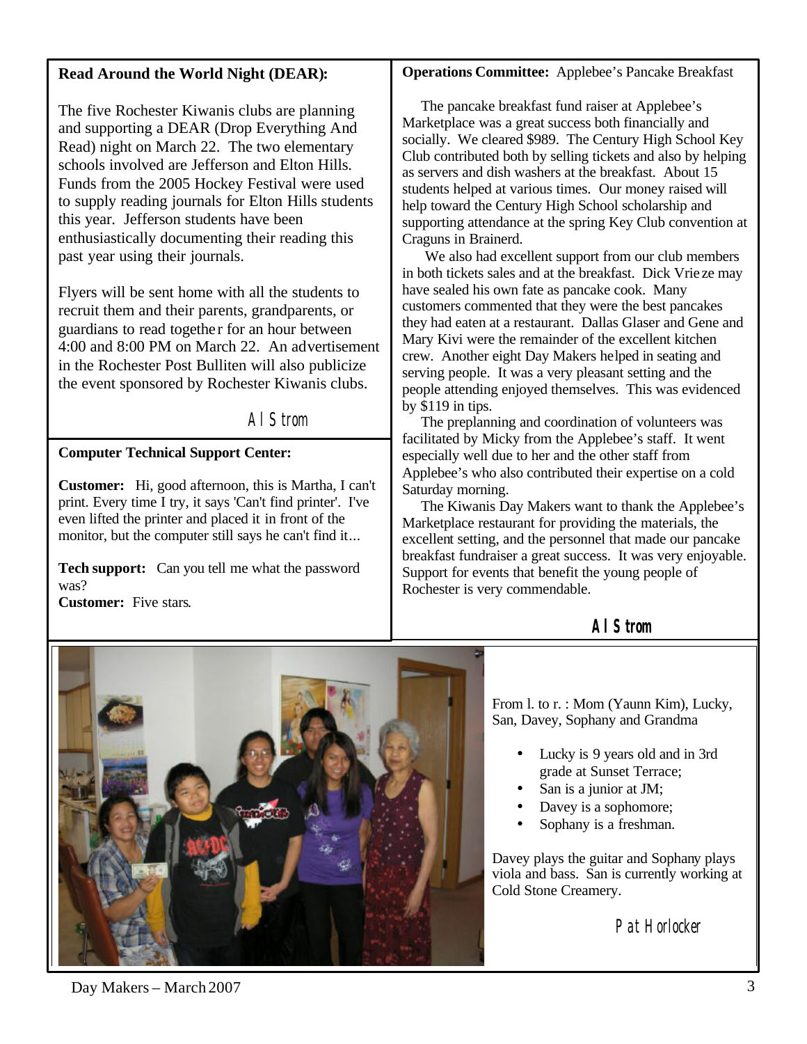**Read Around the World Night (DEAR):**

The five Rochester Kiwanis clubs are planning and supporting a DEAR (Drop Everything And Read) night on March 22. The two elementary schools involved are Jefferson and Elton Hills. Funds from the 2005 Hockey Festival were used to supply reading journals for Elton Hills students this year. Jefferson students have been enthusiastically documenting their reading this past year using their journals.

Flyers will be sent home with all the students to recruit them and their parents, grandparents, or guardians to read together for an hour between 4:00 and 8:00 PM on March 22. An advertisement in the Rochester Post Bulliten will also publicize the event sponsored by Rochester Kiwanis clubs.

Al Strom

**Computer Technical Support Center:**

**Customer:** Hi, good afternoon, this is Martha, I can't print. Every time I try, it says 'Can't find printer'. I've even lifted the printer and placed it in front of the monitor, but the computer still says he can't find it...

**Tech support:** Can you tell me what the password was?
**Customer:** Five stars.

**Operations Committee:** Applebee's Pancake Breakfast

The pancake breakfast fund raiser at Applebee's Marketplace was a great success both financially and socially. We cleared $989. The Century High School Key Club contributed both by selling tickets and also by helping as servers and dish washers at the breakfast. About 15 students helped at various times. Our money raised will help toward the Century High School scholarship and supporting attendance at the spring Key Club convention at Craguns in Brainerd.

We also had excellent support from our club members in both tickets sales and at the breakfast. Dick Vrieze may have sealed his own fate as pancake cook. Many customers commented that they were the best pancakes they had eaten at a restaurant. Dallas Glaser and Gene and Mary Kivi were the remainder of the excellent kitchen crew. Another eight Day Makers helped in seating and serving people. It was a very pleasant setting and the people attending enjoyed themselves. This was evidenced by $119 in tips.

The preplanning and coordination of volunteers was facilitated by Micky from the Applebee's staff. It went especially well due to her and the other staff from Applebee's who also contributed their expertise on a cold Saturday morning.

The Kiwanis Day Makers want to thank the Applebee's Marketplace restaurant for providing the materials, the excellent setting, and the personnel that made our pancake breakfast fundraiser a great success. It was very enjoyable. Support for events that benefit the young people of Rochester is very commendable.

**Al Strom**

From l. to r. : Mom (Yaunn Kim), Lucky, San, Davey, Sophany and Grandma

- Lucky is 9 years old and in 3rd grade at Sunset Terrace;
- San is a junior at JM;
- Davey is a sophomore;
- Sophany is a freshman.

Davey plays the guitar and Sophany plays viola and bass. San is currently working at Cold Stone Creamery.

Pat Horlocker